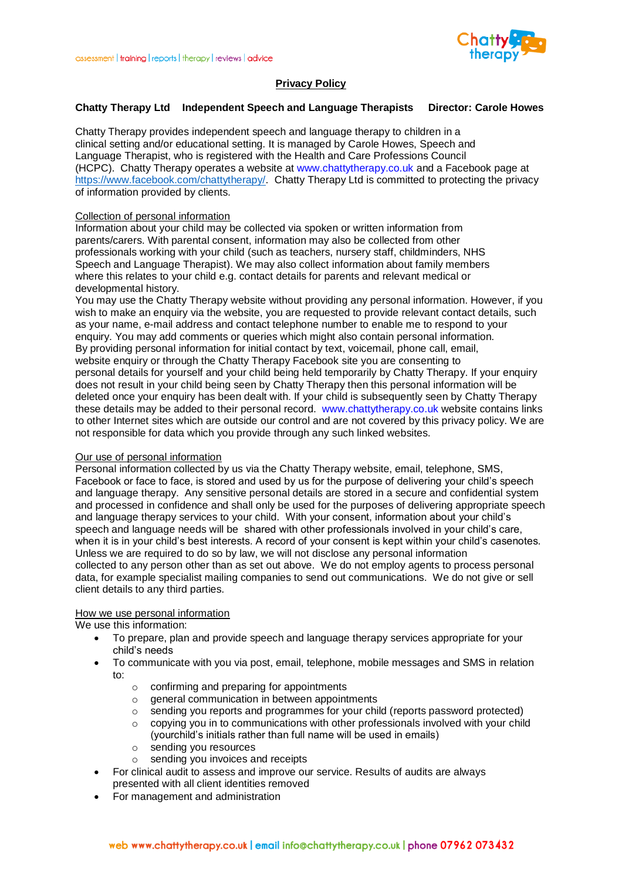assessment | training | reports | therapy | reviews | advice

# Privacy Policy

**Chatty Therapy Ltd Independent Speech and Language Therapists Director: Carole Howes**

Chatty Therapy provides independent speech and language therapy to children in a clinical setting and/or educational setting. It is managed by Carole Howes, Speech and Language Therapist, who is registered with the Health and Care Professions Council (HCPC). Chatty Therapy operates a website at www.chattytherapy.co.uk and a Facebook page at https://www.facebook.com/chattytherapy/. Chatty Therapy Ltd is committed to protecting the privacy of information provided by clients.

## Collection of personal information

Information about your child may be collected via spoken or written information from parents/carers. With parental consent, information may also be collected from other professionals working with your child (such as teachers, nursery staff, childminders, NHS Speech and Language Therapist). We may also collect information about family members where this relates to your child e.g. contact details for parents and relevant medical or developmental history.

You may use the Chatty Therapy website without providing any personal information. However, if you wish to make an enquiry via the website, you are requested to provide relevant contact details, such as your name, e-mail address and contact telephone number to enable me to respond to your enquiry. You may add comments or queries which might also contain personal information.

By providing personal information for initial contact by text, voicemail, phone call, email, website enquiry or through the Chatty Therapy Facebook site you are consenting to personal details for yourself and your child being held temporarily by Chatty Therapy. If your enquiry does not result in your child being seen by Chatty Therapy then this personal information will be deleted once your enquiry has been dealt with. If your child is subsequently seen by Chatty Therapy these details may be added to their personal record. www.chattytherapy.co.uk website contains links to other Internet sites which are outside our control and are not covered by this privacy policy. We are not responsible for data which you provide through any such linked websites.

## Our use of personal information

Personal information collected by us via the Chatty Therapy website, email, telephone, SMS, Facebook or face to face, is stored and used by us for the purpose of delivering your child's speech and language therapy. Any sensitive personal details are stored in a secure and confidential system and processed in confidence and shall only be used for the purposes of delivering appropriate speech and language therapy services to your child. With your consent, information about your child's speech and language needs will be shared with other professionals involved in your child's care, when it is in your child's best interests. A record of your consent is kept within your child's casenotes. Unless we are required to do so by law, we will not disclose any personal information collected to any person other than as set out above. We do not employ agents to process personal data, for example specialist mailing companies to send out communications. We do not give or sell client details to any third parties.

## How we use personal information

We use this information:

- To prepare, plan and provide speech and language therapy services appropriate for your child's needs
- To communicate with you via post, email, telephone, mobile messages and SMS in relation to:
  - confirming and preparing for appointments
  - general communication in between appointments
  - sending you reports and programmes for your child (reports password protected)
  - copying you in to communications with other professionals involved with your child (yourchild's initials rather than full name will be used in emails)
  - sending you resources
  - sending you invoices and receipts
- For clinical audit to assess and improve our service. Results of audits are always presented with all client identities removed
- For management and administration

web www.chattytherapy.co.uk | email info@chattytherapy.co.uk | phone 07962 073432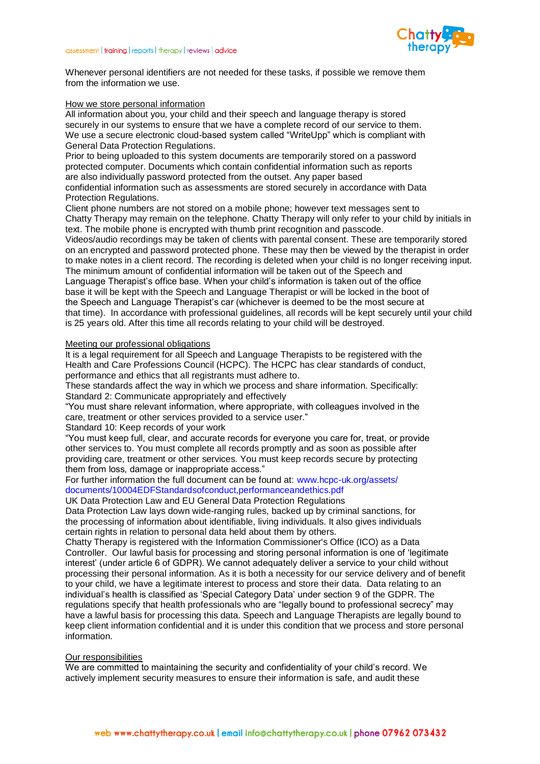Whenever personal identifiers are not needed for these tasks, if possible we remove them from the information we use.

## How we store personal information

All information about you, your child and their speech and language therapy is stored securely in our systems to ensure that we have a complete record of our service to them. We use a secure electronic cloud-based system called "WriteUpp" which is compliant with General Data Protection Regulations.

Prior to being uploaded to this system documents are temporarily stored on a password protected computer. Documents which contain confidential information such as reports are also individually password protected from the outset. Any paper based confidential information such as assessments are stored securely in accordance with Data Protection Regulations.

Client phone numbers are not stored on a mobile phone; however text messages sent to Chatty Therapy may remain on the telephone. Chatty Therapy will only refer to your child by initials in text. The mobile phone is encrypted with thumb print recognition and passcode.

Videos/audio recordings may be taken of clients with parental consent. These are temporarily stored on an encrypted and password protected phone. These may then be viewed by the therapist in order to make notes in a client record. The recording is deleted when your child is no longer receiving input.

The minimum amount of confidential information will be taken out of the Speech and Language Therapist's office base. When your child's information is taken out of the office base it will be kept with the Speech and Language Therapist or will be locked in the boot of the Speech and Language Therapist's car (whichever is deemed to be the most secure at that time). In accordance with professional guidelines, all records will be kept securely until your child is 25 years old. After this time all records relating to your child will be destroyed.

## Meeting our professional obligations

It is a legal requirement for all Speech and Language Therapists to be registered with the Health and Care Professions Council (HCPC). The HCPC has clear standards of conduct, performance and ethics that all registrants must adhere to.

These standards affect the way in which we process and share information. Specifically:

Standard 2: Communicate appropriately and effectively

"You must share relevant information, where appropriate, with colleagues involved in the care, treatment or other services provided to a service user."

Standard 10: Keep records of your work

"You must keep full, clear, and accurate records for everyone you care for, treat, or provide other services to. You must complete all records promptly and as soon as possible after providing care, treatment or other services. You must keep records secure by protecting them from loss, damage or inappropriate access."

For further information the full document can be found at: www.hcpc-uk.org/assets/documents/10004EDFStandardsofconduct,performanceandethics.pdf

UK Data Protection Law and EU General Data Protection Regulations

Data Protection Law lays down wide-ranging rules, backed up by criminal sanctions, for the processing of information about identifiable, living individuals. It also gives individuals certain rights in relation to personal data held about them by others.

Chatty Therapy is registered with the Information Commissioner's Office (ICO) as a Data Controller. Our lawful basis for processing and storing personal information is one of 'legitimate interest' (under article 6 of GDPR). We cannot adequately deliver a service to your child without processing their personal information. As it is both a necessity for our service delivery and of benefit to your child, we have a legitimate interest to process and store their data. Data relating to an individual's health is classified as 'Special Category Data' under section 9 of the GDPR. The regulations specify that health professionals who are "legally bound to professional secrecy" may have a lawful basis for processing this data. Speech and Language Therapists are legally bound to keep client information confidential and it is under this condition that we process and store personal information.

## Our responsibilities

We are committed to maintaining the security and confidentiality of your child's record. We actively implement security measures to ensure their information is safe, and audit these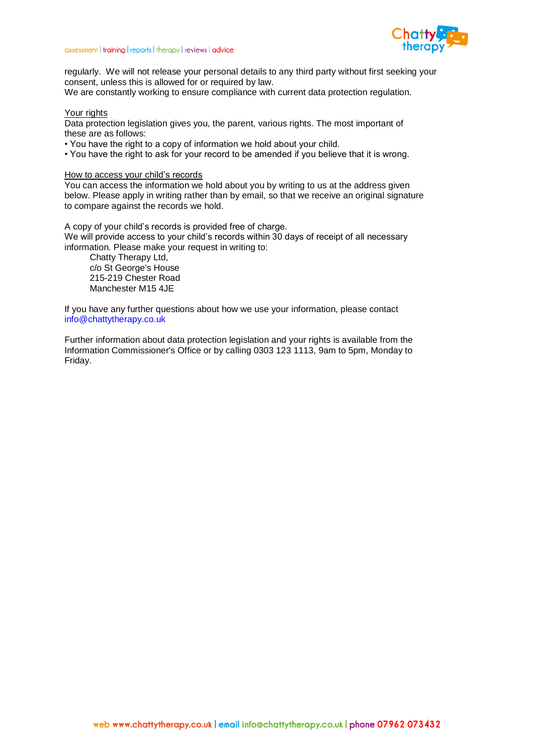regularly.  We will not release your personal details to any third party without first seeking your consent, unless this is allowed for or required by law.
We are constantly working to ensure compliance with current data protection regulation.

<u>Your rights</u>
Data protection legislation gives you, the parent, various rights. The most important of these are as follows:

- You have the right to a copy of information we hold about your child.
- You have the right to ask for your record to be amended if you believe that it is wrong.

<u>How to access your child's records</u>
You can access the information we hold about you by writing to us at the address given below. Please apply in writing rather than by email, so that we receive an original signature to compare against the records we hold.

A copy of your child's records is provided free of charge.
We will provide access to your child's records within 30 days of receipt of all necessary information. Please make your request in writing to:

> Chatty Therapy Ltd,
> c/o St George's House
> 215-219 Chester Road
> Manchester M15 4JE

If you have any further questions about how we use your information, please contact info@chattytherapy.co.uk

Further information about data protection legislation and your rights is available from the Information Commissioner's Office or by calling 0303 123 1113, 9am to 5pm, Monday to Friday.